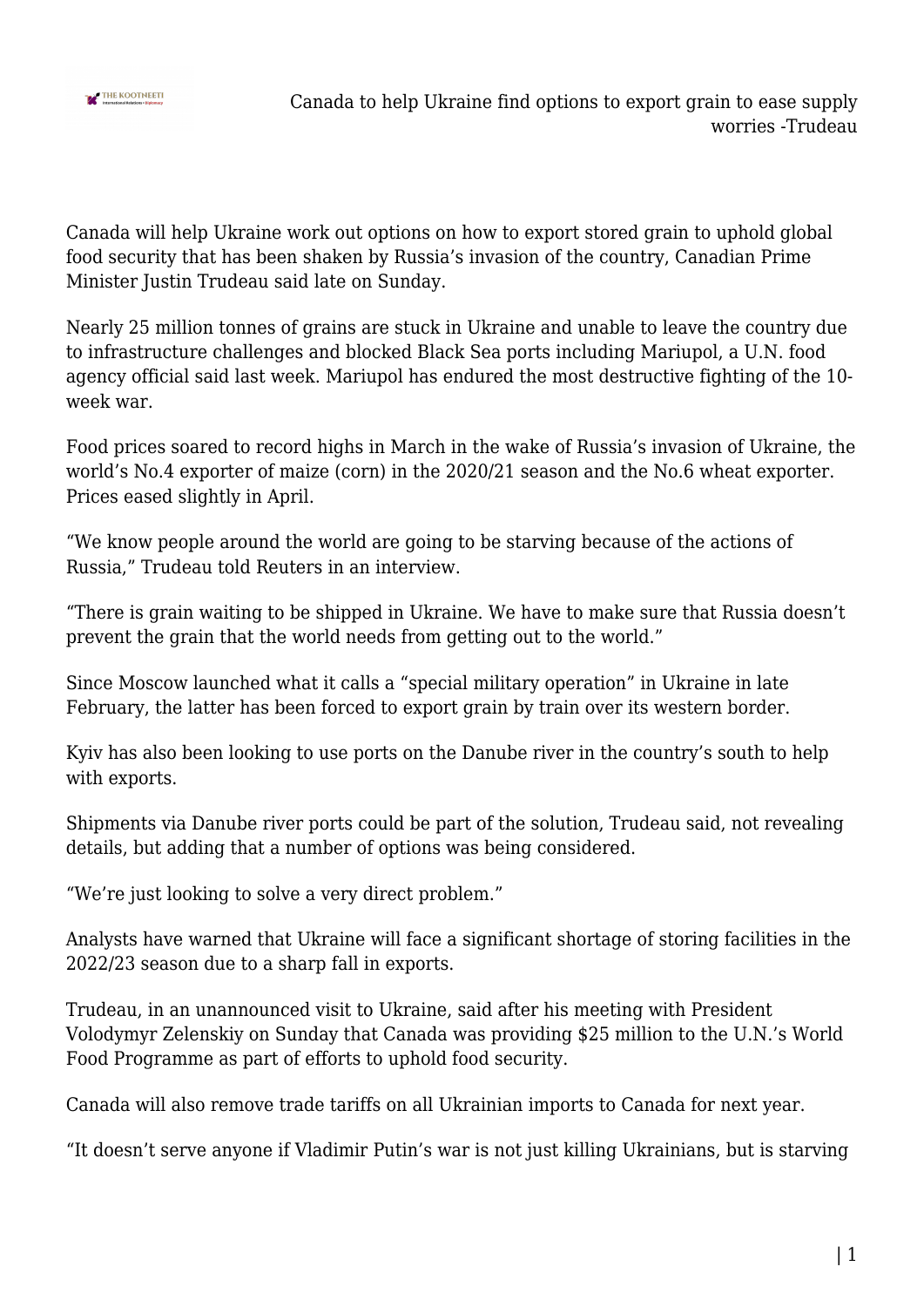# Canada to help Ukraine find options to export grain to ease supply worries -Trudeau

Canada will help Ukraine work out options on how to export stored grain to uphold global food security that has been shaken by Russia's invasion of the country, Canadian Prime Minister Justin Trudeau said late on Sunday.

Nearly 25 million tonnes of grains are stuck in Ukraine and unable to leave the country due to infrastructure challenges and blocked Black Sea ports including Mariupol, a U.N. food agency official said last week. Mariupol has endured the most destructive fighting of the 10-week war.

Food prices soared to record highs in March in the wake of Russia's invasion of Ukraine, the world's No.4 exporter of maize (corn) in the 2020/21 season and the No.6 wheat exporter. Prices eased slightly in April.

"We know people around the world are going to be starving because of the actions of Russia," Trudeau told Reuters in an interview.

"There is grain waiting to be shipped in Ukraine. We have to make sure that Russia doesn't prevent the grain that the world needs from getting out to the world."

Since Moscow launched what it calls a "special military operation" in Ukraine in late February, the latter has been forced to export grain by train over its western border.

Kyiv has also been looking to use ports on the Danube river in the country's south to help with exports.

Shipments via Danube river ports could be part of the solution, Trudeau said, not revealing details, but adding that a number of options was being considered.

"We're just looking to solve a very direct problem."

Analysts have warned that Ukraine will face a significant shortage of storing facilities in the 2022/23 season due to a sharp fall in exports.

Trudeau, in an unannounced visit to Ukraine, said after his meeting with President Volodymyr Zelenskiy on Sunday that Canada was providing $25 million to the U.N.'s World Food Programme as part of efforts to uphold food security.

Canada will also remove trade tariffs on all Ukrainian imports to Canada for next year.

"It doesn't serve anyone if Vladimir Putin's war is not just killing Ukrainians, but is starving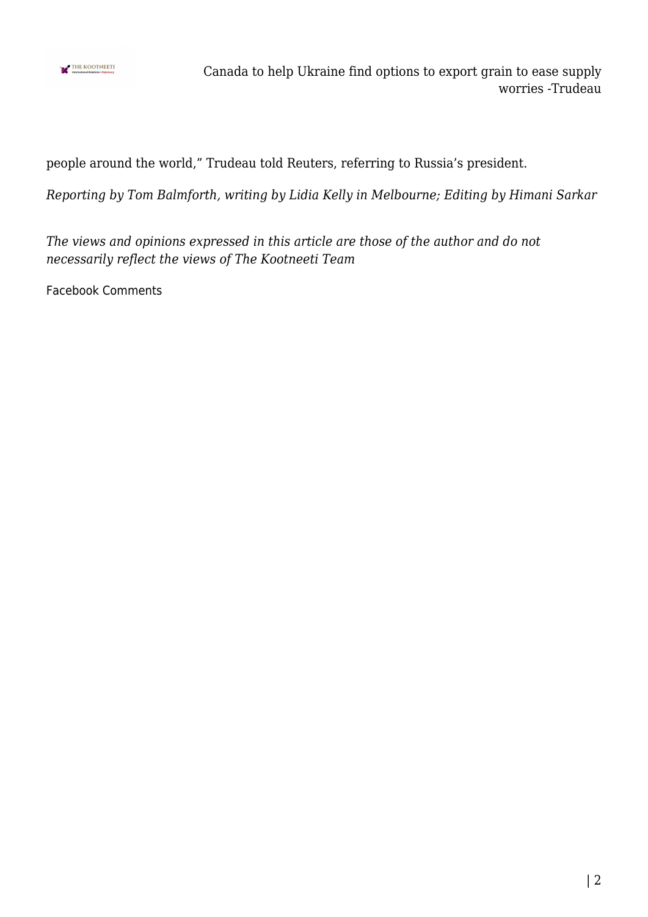people around the world," Trudeau told Reuters, referring to Russia's president.

*Reporting by Tom Balmforth, writing by Lidia Kelly in Melbourne; Editing by Himani Sarkar*

*The views and opinions expressed in this article are those of the author and do not necessarily reflect the views of The Kootneeti Team*

Facebook Comments